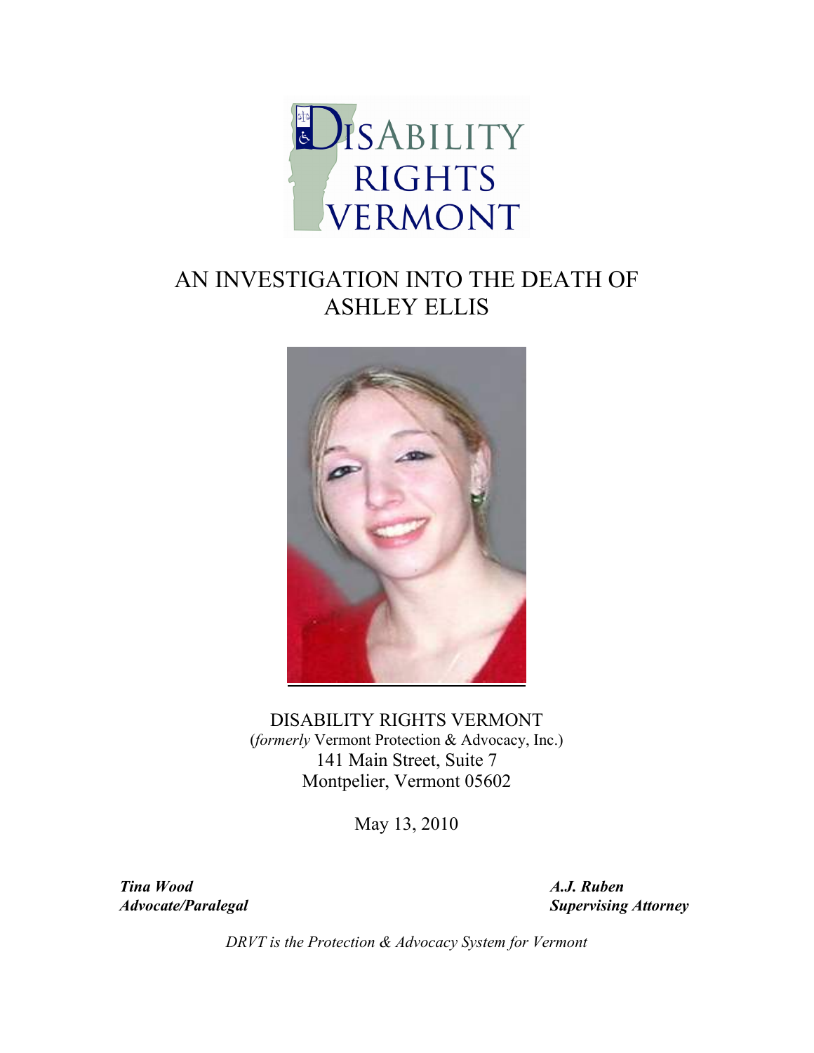DISABILITY RIGHTS VERMONT

# AN INVESTIGATION INTO THE DEATH OF ASHLEY ELLIS

DISABILITY RIGHTS VERMONT
(*formerly* Vermont Protection & Advocacy, Inc.)
141 Main Street, Suite 7
Montpelier, Vermont 05602

May 13, 2010

***Tina Wood***
***Advocate/Paralegal***

***A.J. Ruben***
***Supervising Attorney***

*DRVT is the Protection & Advocacy System for Vermont*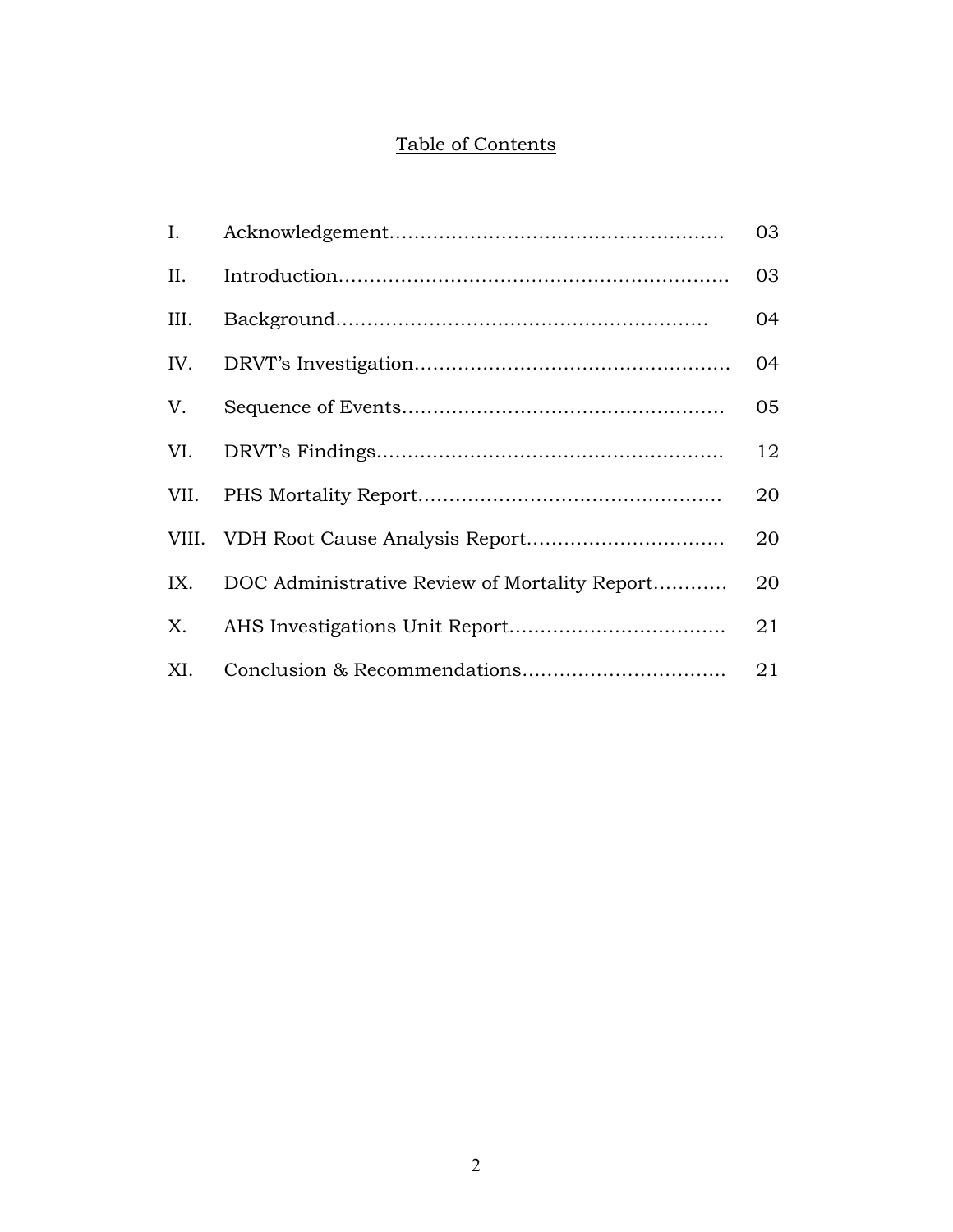# Table of Contents

| | | |
|---|---|---|
| I. | Acknowledgement | 03 |
| II. | Introduction | 03 |
| III. | Background | 04 |
| IV. | DRVT's Investigation | 04 |
| V. | Sequence of Events | 05 |
| VI. | DRVT's Findings | 12 |
| VII. | PHS Mortality Report | 20 |
| VIII. | VDH Root Cause Analysis Report | 20 |
| IX. | DOC Administrative Review of Mortality Report | 20 |
| X. | AHS Investigations Unit Report | 21 |
| XI. | Conclusion & Recommendations | 21 |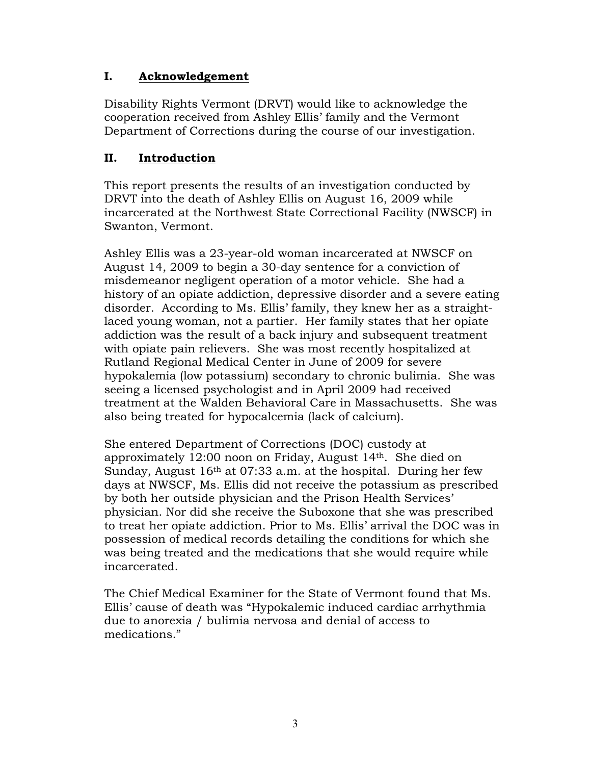## I. Acknowledgement

Disability Rights Vermont (DRVT) would like to acknowledge the cooperation received from Ashley Ellis' family and the Vermont Department of Corrections during the course of our investigation.

## II. Introduction

This report presents the results of an investigation conducted by DRVT into the death of Ashley Ellis on August 16, 2009 while incarcerated at the Northwest State Correctional Facility (NWSCF) in Swanton, Vermont.

Ashley Ellis was a 23-year-old woman incarcerated at NWSCF on August 14, 2009 to begin a 30-day sentence for a conviction of misdemeanor negligent operation of a motor vehicle. She had a history of an opiate addiction, depressive disorder and a severe eating disorder. According to Ms. Ellis' family, they knew her as a straight-laced young woman, not a partier. Her family states that her opiate addiction was the result of a back injury and subsequent treatment with opiate pain relievers. She was most recently hospitalized at Rutland Regional Medical Center in June of 2009 for severe hypokalemia (low potassium) secondary to chronic bulimia. She was seeing a licensed psychologist and in April 2009 had received treatment at the Walden Behavioral Care in Massachusetts. She was also being treated for hypocalcemia (lack of calcium).

She entered Department of Corrections (DOC) custody at approximately 12:00 noon on Friday, August 14th. She died on Sunday, August 16th at 07:33 a.m. at the hospital. During her few days at NWSCF, Ms. Ellis did not receive the potassium as prescribed by both her outside physician and the Prison Health Services' physician. Nor did she receive the Suboxone that she was prescribed to treat her opiate addiction. Prior to Ms. Ellis' arrival the DOC was in possession of medical records detailing the conditions for which she was being treated and the medications that she would require while incarcerated.

The Chief Medical Examiner for the State of Vermont found that Ms. Ellis' cause of death was "Hypokalemic induced cardiac arrhythmia due to anorexia / bulimia nervosa and denial of access to medications."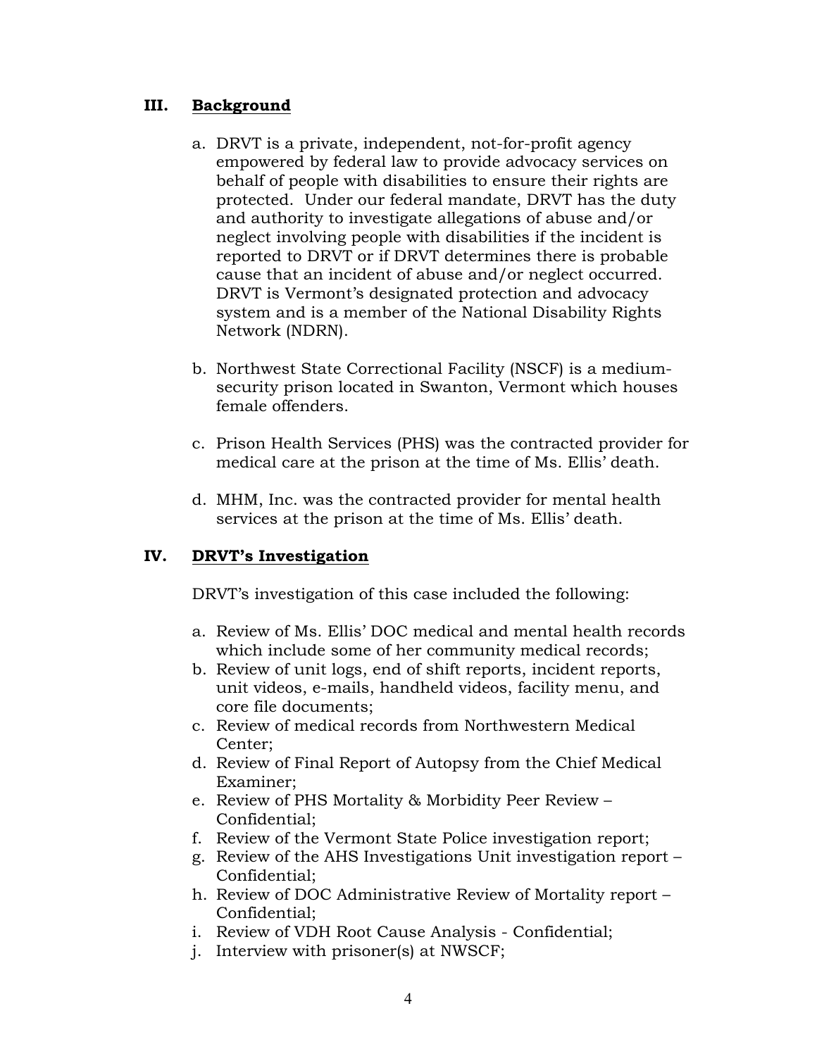## III. Background

a. DRVT is a private, independent, not-for-profit agency empowered by federal law to provide advocacy services on behalf of people with disabilities to ensure their rights are protected. Under our federal mandate, DRVT has the duty and authority to investigate allegations of abuse and/or neglect involving people with disabilities if the incident is reported to DRVT or if DRVT determines there is probable cause that an incident of abuse and/or neglect occurred. DRVT is Vermont's designated protection and advocacy system and is a member of the National Disability Rights Network (NDRN).

b. Northwest State Correctional Facility (NSCF) is a medium-security prison located in Swanton, Vermont which houses female offenders.

c. Prison Health Services (PHS) was the contracted provider for medical care at the prison at the time of Ms. Ellis' death.

d. MHM, Inc. was the contracted provider for mental health services at the prison at the time of Ms. Ellis' death.

## IV. DRVT's Investigation

DRVT's investigation of this case included the following:

a. Review of Ms. Ellis' DOC medical and mental health records which include some of her community medical records;
b. Review of unit logs, end of shift reports, incident reports, unit videos, e-mails, handheld videos, facility menu, and core file documents;
c. Review of medical records from Northwestern Medical Center;
d. Review of Final Report of Autopsy from the Chief Medical Examiner;
e. Review of PHS Mortality & Morbidity Peer Review – Confidential;
f. Review of the Vermont State Police investigation report;
g. Review of the AHS Investigations Unit investigation report – Confidential;
h. Review of DOC Administrative Review of Mortality report – Confidential;
i. Review of VDH Root Cause Analysis - Confidential;
j. Interview with prisoner(s) at NWSCF;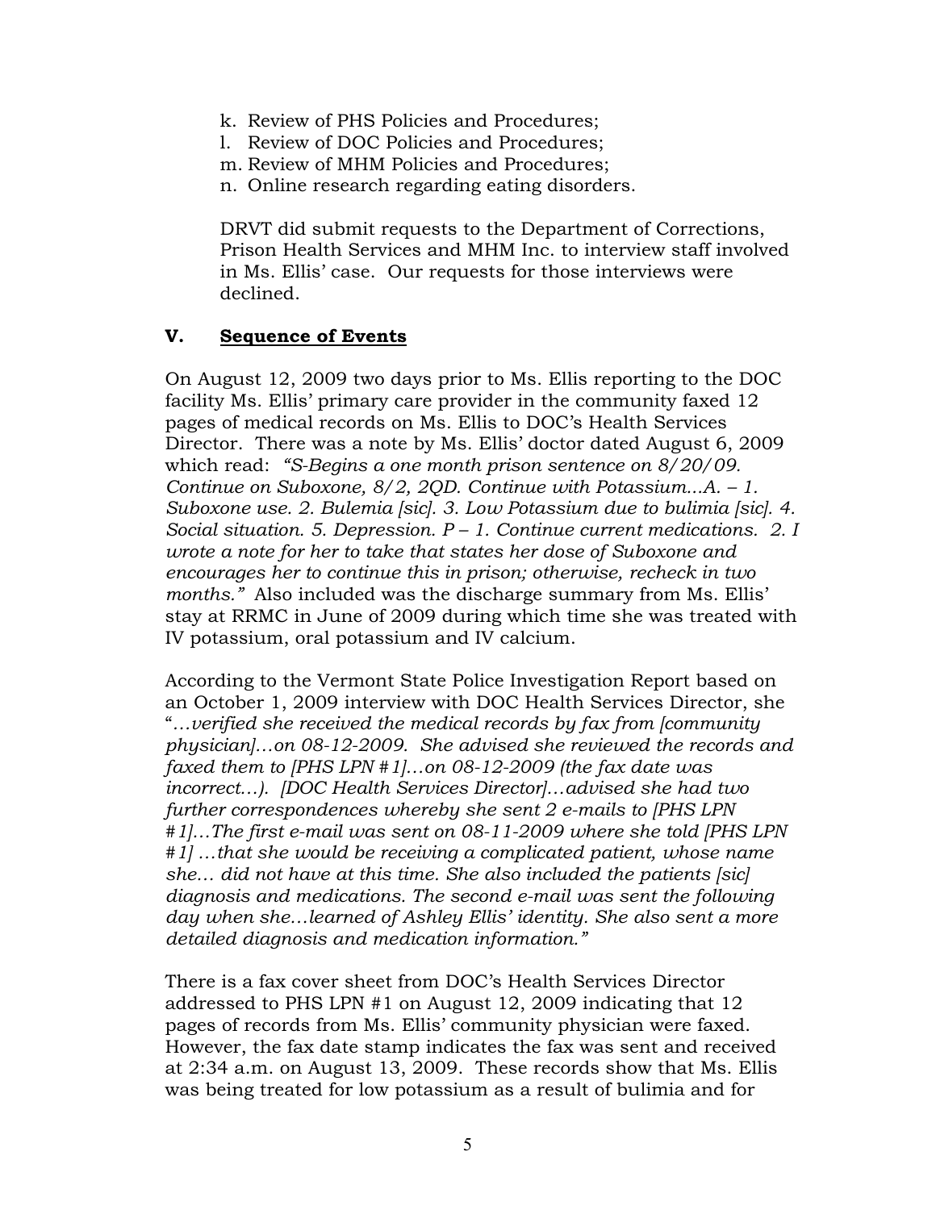k. Review of PHS Policies and Procedures;
l. Review of DOC Policies and Procedures;
m. Review of MHM Policies and Procedures;
n. Online research regarding eating disorders.

DRVT did submit requests to the Department of Corrections, Prison Health Services and MHM Inc. to interview staff involved in Ms. Ellis' case. Our requests for those interviews were declined.

## V. **Sequence of Events**

On August 12, 2009 two days prior to Ms. Ellis reporting to the DOC facility Ms. Ellis' primary care provider in the community faxed 12 pages of medical records on Ms. Ellis to DOC's Health Services Director. There was a note by Ms. Ellis' doctor dated August 6, 2009 which read: *"S-Begins a one month prison sentence on 8/20/09. Continue on Suboxone, 8/2, 2QD. Continue with Potassium...A. – 1. Suboxone use. 2. Bulemia [sic]. 3. Low Potassium due to bulimia [sic]. 4. Social situation. 5. Depression. P – 1. Continue current medications. 2. I wrote a note for her to take that states her dose of Suboxone and encourages her to continue this in prison; otherwise, recheck in two months."* Also included was the discharge summary from Ms. Ellis' stay at RRMC in June of 2009 during which time she was treated with IV potassium, oral potassium and IV calcium.

According to the Vermont State Police Investigation Report based on an October 1, 2009 interview with DOC Health Services Director, she "*…verified she received the medical records by fax from [community physician]…on 08-12-2009. She advised she reviewed the records and faxed them to [PHS LPN #1]…on 08-12-2009 (the fax date was incorrect…). [DOC Health Services Director]…advised she had two further correspondences whereby she sent 2 e-mails to [PHS LPN #1]…The first e-mail was sent on 08-11-2009 where she told [PHS LPN #1] …that she would be receiving a complicated patient, whose name she… did not have at this time. She also included the patients [sic] diagnosis and medications. The second e-mail was sent the following day when she…learned of Ashley Ellis' identity. She also sent a more detailed diagnosis and medication information."*

There is a fax cover sheet from DOC's Health Services Director addressed to PHS LPN #1 on August 12, 2009 indicating that 12 pages of records from Ms. Ellis' community physician were faxed. However, the fax date stamp indicates the fax was sent and received at 2:34 a.m. on August 13, 2009. These records show that Ms. Ellis was being treated for low potassium as a result of bulimia and for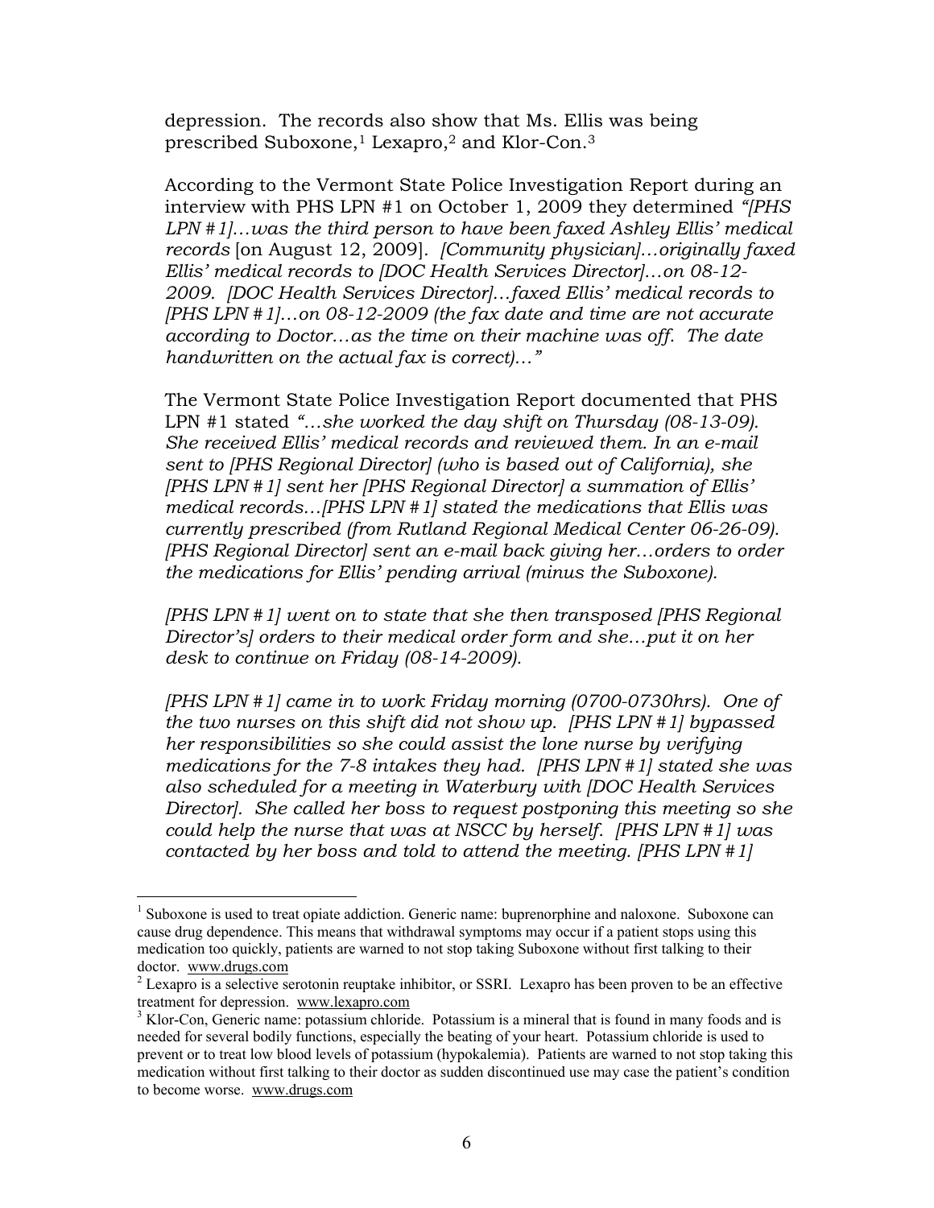depression. The records also show that Ms. Ellis was being prescribed Suboxone,[1] Lexapro,[2] and Klor-Con.[3]

According to the Vermont State Police Investigation Report during an interview with PHS LPN #1 on October 1, 2009 they determined *"[PHS LPN #1]…was the third person to have been faxed Ashley Ellis' medical records* [on August 12, 2009]. *[Community physician]…originally faxed Ellis' medical records to [DOC Health Services Director]…on 08-12-2009. [DOC Health Services Director]…faxed Ellis' medical records to [PHS LPN #1]…on 08-12-2009 (the fax date and time are not accurate according to Doctor…as the time on their machine was off. The date handwritten on the actual fax is correct)…"*

The Vermont State Police Investigation Report documented that PHS LPN #1 stated *"…she worked the day shift on Thursday (08-13-09). She received Ellis' medical records and reviewed them. In an e-mail sent to [PHS Regional Director] (who is based out of California), she [PHS LPN #1] sent her [PHS Regional Director] a summation of Ellis' medical records…[PHS LPN #1] stated the medications that Ellis was currently prescribed (from Rutland Regional Medical Center 06-26-09). [PHS Regional Director] sent an e-mail back giving her…orders to order the medications for Ellis' pending arrival (minus the Suboxone).*

*[PHS LPN #1] went on to state that she then transposed [PHS Regional Director's] orders to their medical order form and she…put it on her desk to continue on Friday (08-14-2009).*

*[PHS LPN #1] came in to work Friday morning (0700-0730hrs). One of the two nurses on this shift did not show up. [PHS LPN #1] bypassed her responsibilities so she could assist the lone nurse by verifying medications for the 7-8 intakes they had. [PHS LPN #1] stated she was also scheduled for a meeting in Waterbury with [DOC Health Services Director]. She called her boss to request postponing this meeting so she could help the nurse that was at NSCC by herself. [PHS LPN #1] was contacted by her boss and told to attend the meeting. [PHS LPN #1]*

---

[1] Suboxone is used to treat opiate addiction. Generic name: buprenorphine and naloxone. Suboxone can cause drug dependence. This means that withdrawal symptoms may occur if a patient stops using this medication too quickly, patients are warned to not stop taking Suboxone without first talking to their doctor. www.drugs.com

[2] Lexapro is a selective serotonin reuptake inhibitor, or SSRI. Lexapro has been proven to be an effective treatment for depression. www.lexapro.com

[3] Klor-Con, Generic name: potassium chloride. Potassium is a mineral that is found in many foods and is needed for several bodily functions, especially the beating of your heart. Potassium chloride is used to prevent or to treat low blood levels of potassium (hypokalemia). Patients are warned to not stop taking this medication without first talking to their doctor as sudden discontinued use may case the patient's condition to become worse. www.drugs.com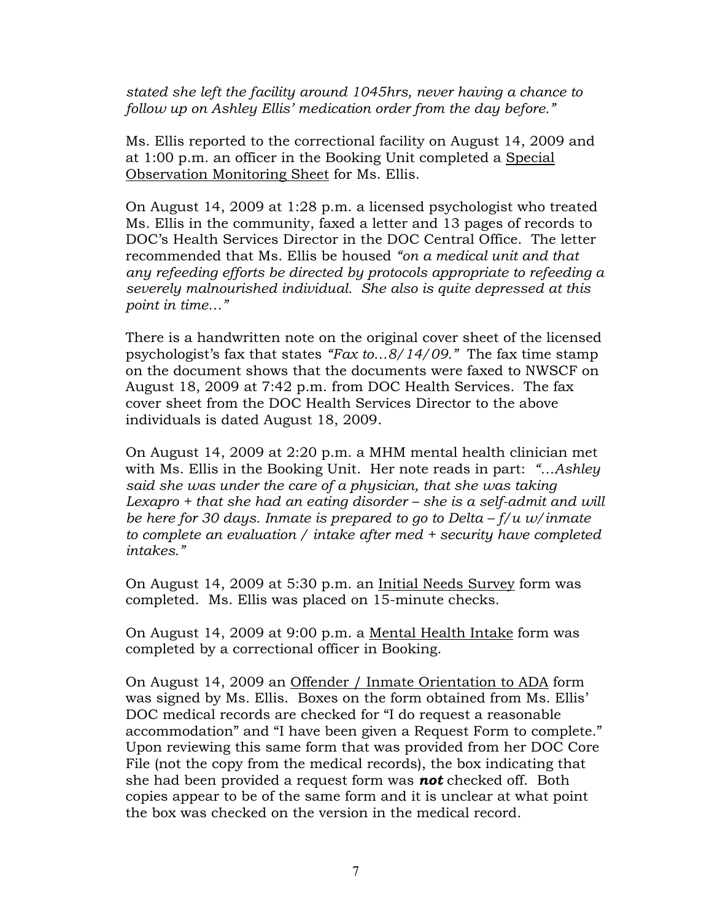*stated she left the facility around 1045hrs, never having a chance to follow up on Ashley Ellis' medication order from the day before."*

Ms. Ellis reported to the correctional facility on August 14, 2009 and at 1:00 p.m. an officer in the Booking Unit completed a Special Observation Monitoring Sheet for Ms. Ellis.

On August 14, 2009 at 1:28 p.m. a licensed psychologist who treated Ms. Ellis in the community, faxed a letter and 13 pages of records to DOC's Health Services Director in the DOC Central Office. The letter recommended that Ms. Ellis be housed *"on a medical unit and that any refeeding efforts be directed by protocols appropriate to refeeding a severely malnourished individual. She also is quite depressed at this point in time…"*

There is a handwritten note on the original cover sheet of the licensed psychologist's fax that states *"Fax to…8/14/09."* The fax time stamp on the document shows that the documents were faxed to NWSCF on August 18, 2009 at 7:42 p.m. from DOC Health Services. The fax cover sheet from the DOC Health Services Director to the above individuals is dated August 18, 2009.

On August 14, 2009 at 2:20 p.m. a MHM mental health clinician met with Ms. Ellis in the Booking Unit. Her note reads in part: *"…Ashley said she was under the care of a physician, that she was taking Lexapro + that she had an eating disorder – she is a self-admit and will be here for 30 days. Inmate is prepared to go to Delta – f/u w/inmate to complete an evaluation / intake after med + security have completed intakes."*

On August 14, 2009 at 5:30 p.m. an Initial Needs Survey form was completed. Ms. Ellis was placed on 15-minute checks.

On August 14, 2009 at 9:00 p.m. a Mental Health Intake form was completed by a correctional officer in Booking.

On August 14, 2009 an Offender / Inmate Orientation to ADA form was signed by Ms. Ellis. Boxes on the form obtained from Ms. Ellis' DOC medical records are checked for "I do request a reasonable accommodation" and "I have been given a Request Form to complete." Upon reviewing this same form that was provided from her DOC Core File (not the copy from the medical records), the box indicating that she had been provided a request form was ***not*** checked off. Both copies appear to be of the same form and it is unclear at what point the box was checked on the version in the medical record.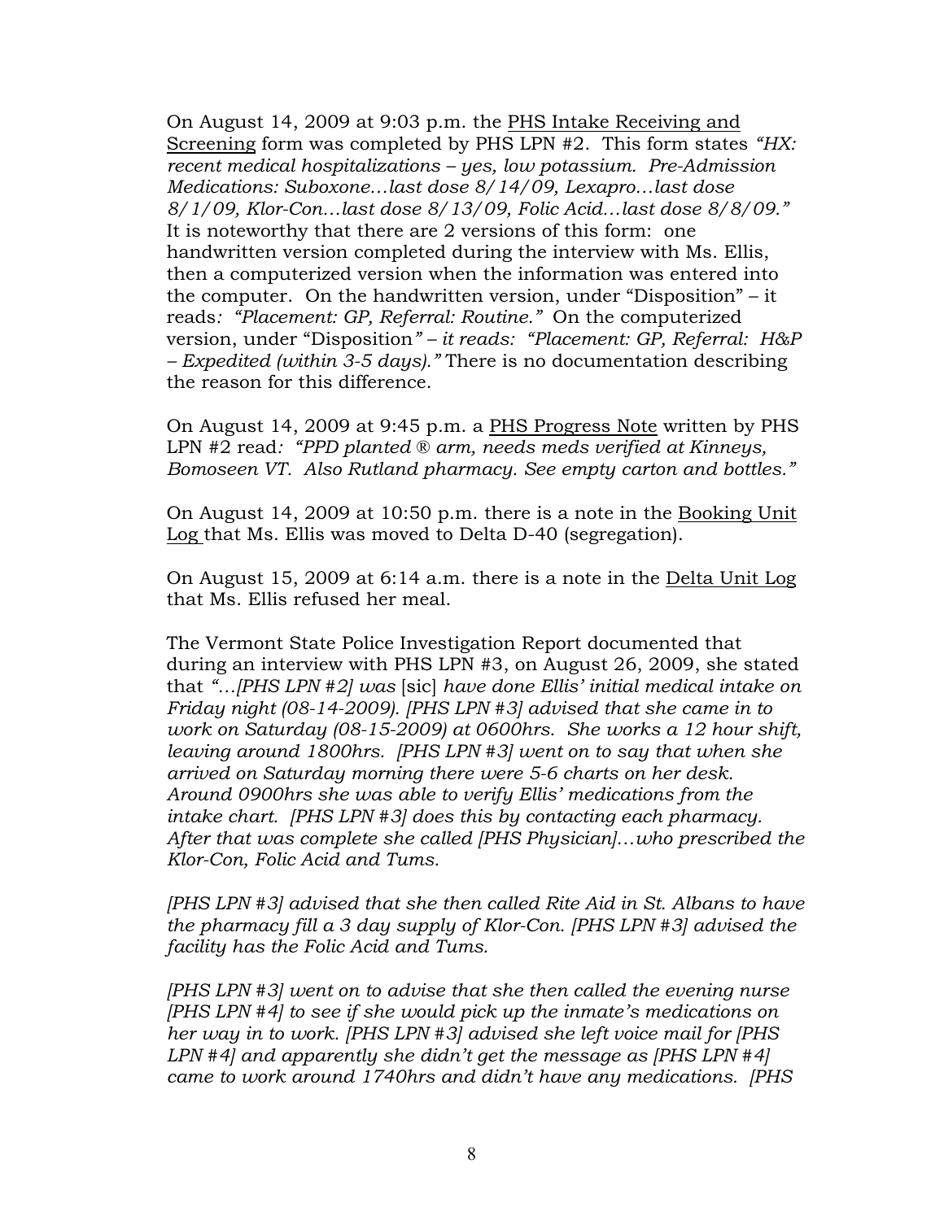On August 14, 2009 at 9:03 p.m. the PHS Intake Receiving and Screening form was completed by PHS LPN #2. This form states *"HX: recent medical hospitalizations – yes, low potassium. Pre-Admission Medications: Suboxone…last dose 8/14/09, Lexapro…last dose 8/1/09, Klor-Con…last dose 8/13/09, Folic Acid…last dose 8/8/09."* It is noteworthy that there are 2 versions of this form: one handwritten version completed during the interview with Ms. Ellis, then a computerized version when the information was entered into the computer. On the handwritten version, under "Disposition" – it reads*: "Placement: GP, Referral: Routine."* On the computerized version, under "Disposition*" – it reads: "Placement: GP, Referral: H&P – Expedited (within 3-5 days)."* There is no documentation describing the reason for this difference.

On August 14, 2009 at 9:45 p.m. a PHS Progress Note written by PHS LPN #2 read*: "PPD planted ® arm, needs meds verified at Kinneys, Bomoseen VT. Also Rutland pharmacy. See empty carton and bottles."*

On August 14, 2009 at 10:50 p.m. there is a note in the Booking Unit Log that Ms. Ellis was moved to Delta D-40 (segregation).

On August 15, 2009 at 6:14 a.m. there is a note in the Delta Unit Log that Ms. Ellis refused her meal.

The Vermont State Police Investigation Report documented that during an interview with PHS LPN #3, on August 26, 2009, she stated that *"…[PHS LPN #2] was* [sic] *have done Ellis' initial medical intake on Friday night (08-14-2009). [PHS LPN #3] advised that she came in to work on Saturday (08-15-2009) at 0600hrs. She works a 12 hour shift, leaving around 1800hrs. [PHS LPN #3] went on to say that when she arrived on Saturday morning there were 5-6 charts on her desk. Around 0900hrs she was able to verify Ellis' medications from the intake chart. [PHS LPN #3] does this by contacting each pharmacy. After that was complete she called [PHS Physician]…who prescribed the Klor-Con, Folic Acid and Tums.*

*[PHS LPN #3] advised that she then called Rite Aid in St. Albans to have the pharmacy fill a 3 day supply of Klor-Con. [PHS LPN #3] advised the facility has the Folic Acid and Tums.*

*[PHS LPN #3] went on to advise that she then called the evening nurse [PHS LPN #4] to see if she would pick up the inmate's medications on her way in to work. [PHS LPN #3] advised she left voice mail for [PHS LPN #4] and apparently she didn't get the message as [PHS LPN #4] came to work around 1740hrs and didn't have any medications. [PHS*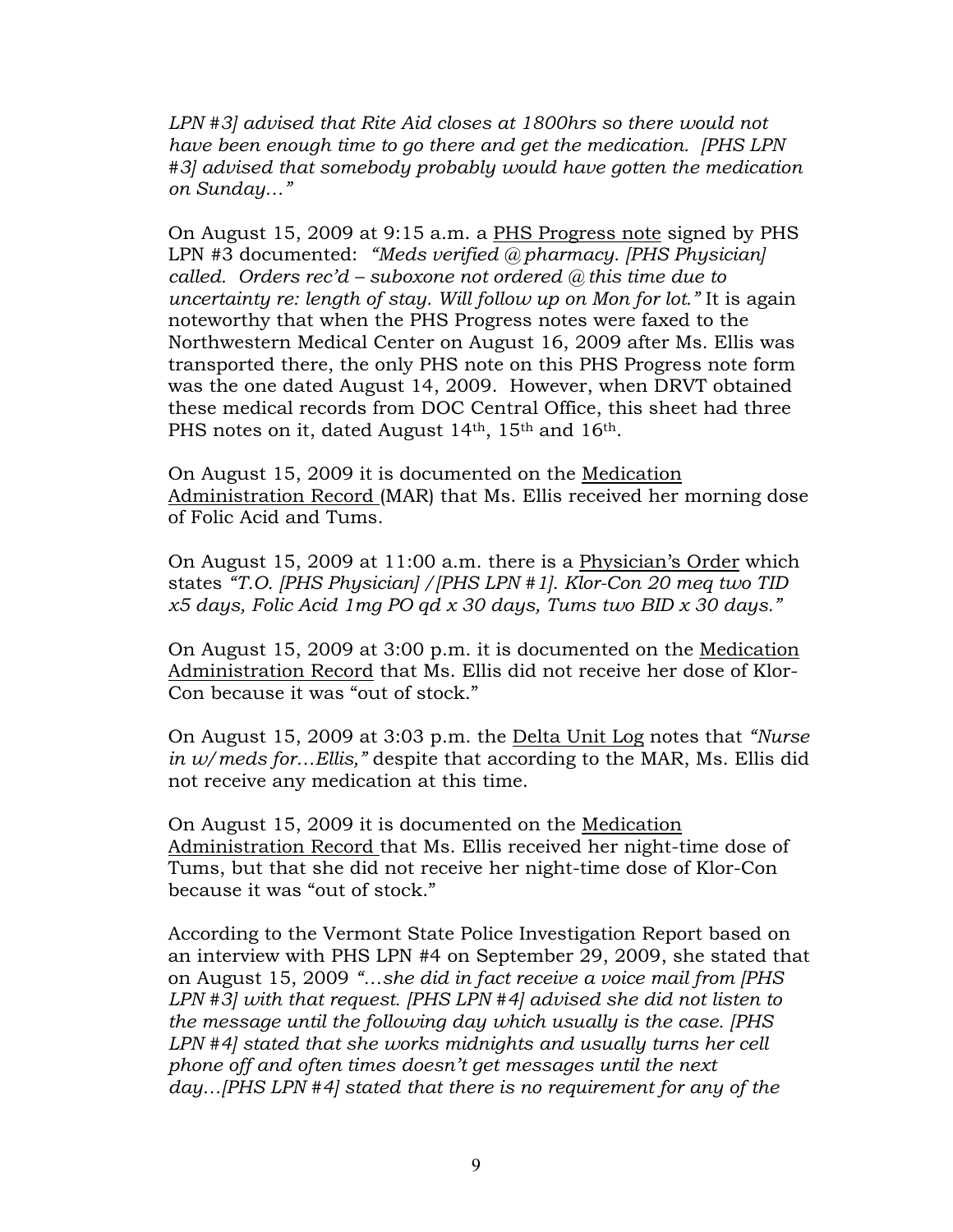*LPN #3] advised that Rite Aid closes at 1800hrs so there would not have been enough time to go there and get the medication. [PHS LPN #3] advised that somebody probably would have gotten the medication on Sunday…"*

On August 15, 2009 at 9:15 a.m. a PHS Progress note signed by PHS LPN #3 documented: *"Meds verified @ pharmacy. [PHS Physician] called. Orders rec'd – suboxone not ordered @ this time due to uncertainty re: length of stay. Will follow up on Mon for lot."* It is again noteworthy that when the PHS Progress notes were faxed to the Northwestern Medical Center on August 16, 2009 after Ms. Ellis was transported there, the only PHS note on this PHS Progress note form was the one dated August 14, 2009. However, when DRVT obtained these medical records from DOC Central Office, this sheet had three PHS notes on it, dated August 14th, 15th and 16th.

On August 15, 2009 it is documented on the Medication Administration Record (MAR) that Ms. Ellis received her morning dose of Folic Acid and Tums.

On August 15, 2009 at 11:00 a.m. there is a Physician's Order which states *"T.O. [PHS Physician] /[PHS LPN #1]. Klor-Con 20 meq two TID x5 days, Folic Acid 1mg PO qd x 30 days, Tums two BID x 30 days."*

On August 15, 2009 at 3:00 p.m. it is documented on the Medication Administration Record that Ms. Ellis did not receive her dose of Klor-Con because it was "out of stock."

On August 15, 2009 at 3:03 p.m. the Delta Unit Log notes that *"Nurse in w/meds for…Ellis,"* despite that according to the MAR, Ms. Ellis did not receive any medication at this time.

On August 15, 2009 it is documented on the Medication Administration Record that Ms. Ellis received her night-time dose of Tums, but that she did not receive her night-time dose of Klor-Con because it was "out of stock."

According to the Vermont State Police Investigation Report based on an interview with PHS LPN #4 on September 29, 2009, she stated that on August 15, 2009 *"…she did in fact receive a voice mail from [PHS LPN #3] with that request. [PHS LPN #4] advised she did not listen to the message until the following day which usually is the case. [PHS LPN #4] stated that she works midnights and usually turns her cell phone off and often times doesn't get messages until the next day…[PHS LPN #4] stated that there is no requirement for any of the*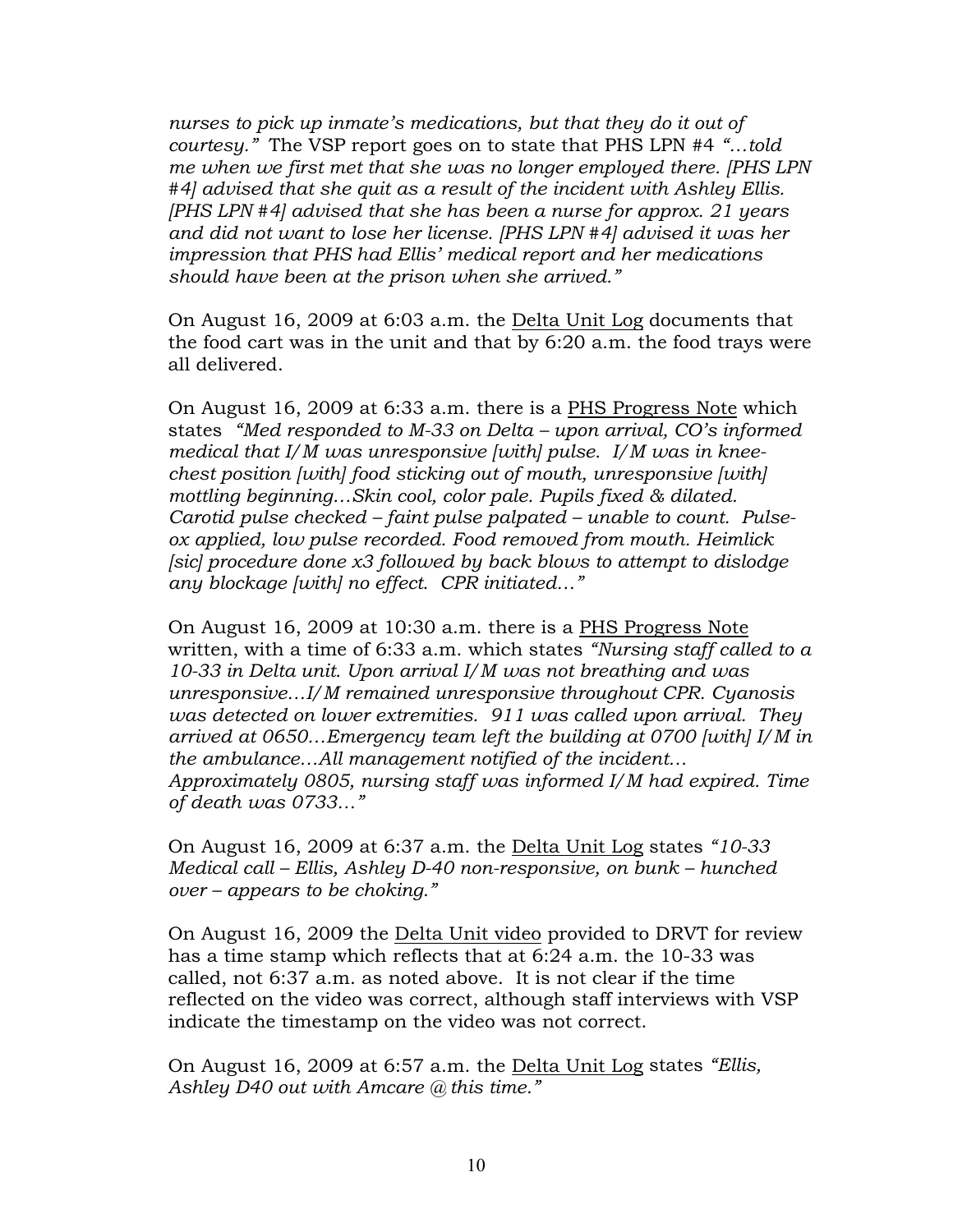*nurses to pick up inmate's medications, but that they do it out of courtesy."* The VSP report goes on to state that PHS LPN #4 *"…told me when we first met that she was no longer employed there. [PHS LPN #4] advised that she quit as a result of the incident with Ashley Ellis. [PHS LPN #4] advised that she has been a nurse for approx. 21 years and did not want to lose her license. [PHS LPN #4] advised it was her impression that PHS had Ellis' medical report and her medications should have been at the prison when she arrived."*

On August 16, 2009 at 6:03 a.m. the Delta Unit Log documents that the food cart was in the unit and that by 6:20 a.m. the food trays were all delivered.

On August 16, 2009 at 6:33 a.m. there is a PHS Progress Note which states *"Med responded to M-33 on Delta – upon arrival, CO's informed medical that I/M was unresponsive [with] pulse. I/M was in knee-chest position [with] food sticking out of mouth, unresponsive [with] mottling beginning…Skin cool, color pale. Pupils fixed & dilated. Carotid pulse checked – faint pulse palpated – unable to count. Pulse-ox applied, low pulse recorded. Food removed from mouth. Heimlick [sic] procedure done x3 followed by back blows to attempt to dislodge any blockage [with] no effect. CPR initiated…"*

On August 16, 2009 at 10:30 a.m. there is a PHS Progress Note written, with a time of 6:33 a.m. which states *"Nursing staff called to a 10-33 in Delta unit. Upon arrival I/M was not breathing and was unresponsive…I/M remained unresponsive throughout CPR. Cyanosis was detected on lower extremities. 911 was called upon arrival. They arrived at 0650…Emergency team left the building at 0700 [with] I/M in the ambulance…All management notified of the incident… Approximately 0805, nursing staff was informed I/M had expired. Time of death was 0733…"*

On August 16, 2009 at 6:37 a.m. the Delta Unit Log states *"10-33 Medical call – Ellis, Ashley D-40 non-responsive, on bunk – hunched over – appears to be choking."*

On August 16, 2009 the Delta Unit video provided to DRVT for review has a time stamp which reflects that at 6:24 a.m. the 10-33 was called, not 6:37 a.m. as noted above. It is not clear if the time reflected on the video was correct, although staff interviews with VSP indicate the timestamp on the video was not correct.

On August 16, 2009 at 6:57 a.m. the Delta Unit Log states *"Ellis, Ashley D40 out with Amcare @ this time."*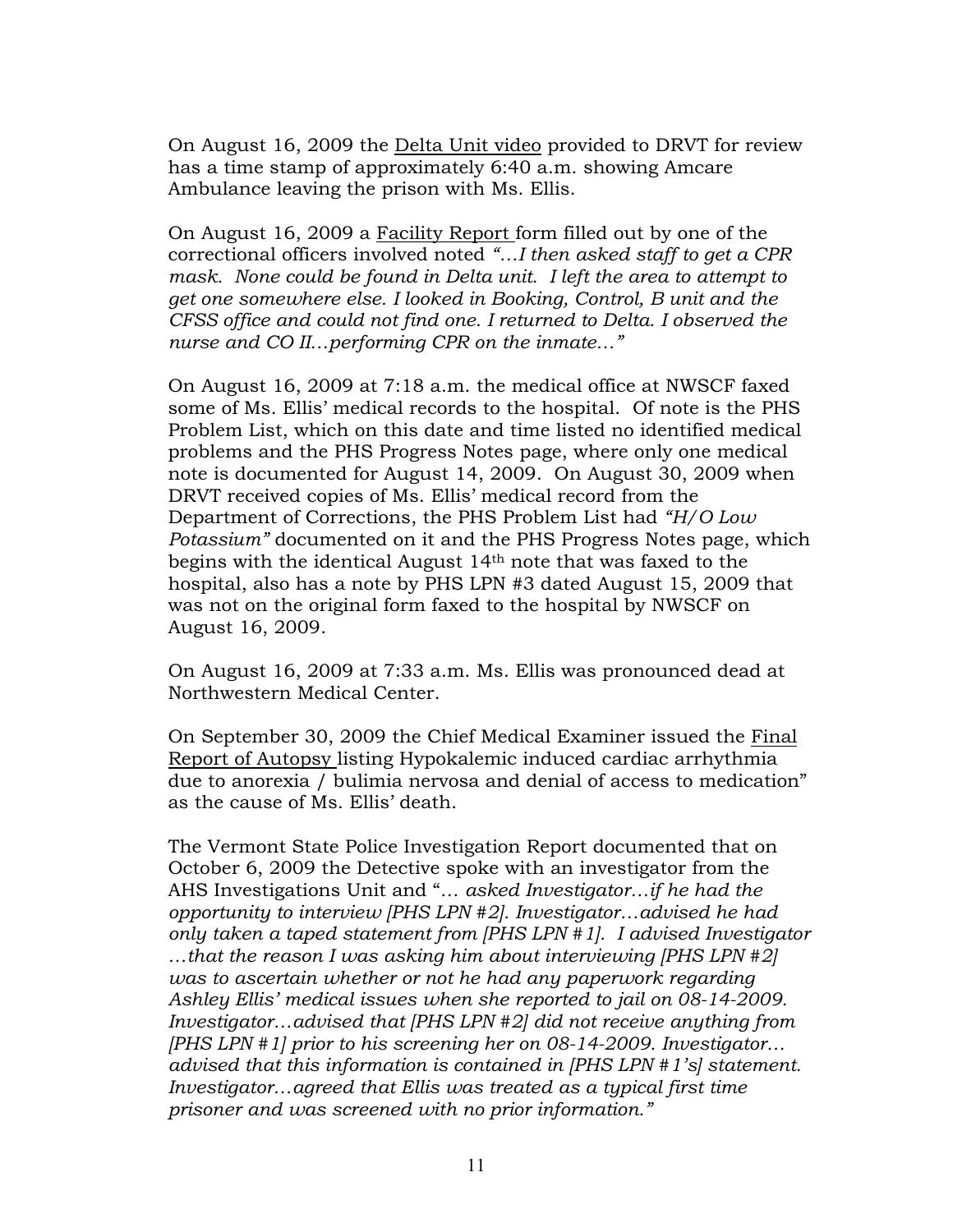On August 16, 2009 the Delta Unit video provided to DRVT for review has a time stamp of approximately 6:40 a.m. showing Amcare Ambulance leaving the prison with Ms. Ellis.

On August 16, 2009 a Facility Report form filled out by one of the correctional officers involved noted *"…I then asked staff to get a CPR mask. None could be found in Delta unit. I left the area to attempt to get one somewhere else. I looked in Booking, Control, B unit and the CFSS office and could not find one. I returned to Delta. I observed the nurse and CO II…performing CPR on the inmate…"*

On August 16, 2009 at 7:18 a.m. the medical office at NWSCF faxed some of Ms. Ellis' medical records to the hospital. Of note is the PHS Problem List, which on this date and time listed no identified medical problems and the PHS Progress Notes page, where only one medical note is documented for August 14, 2009. On August 30, 2009 when DRVT received copies of Ms. Ellis' medical record from the Department of Corrections, the PHS Problem List had *"H/O Low Potassium"* documented on it and the PHS Progress Notes page, which begins with the identical August 14th note that was faxed to the hospital, also has a note by PHS LPN #3 dated August 15, 2009 that was not on the original form faxed to the hospital by NWSCF on August 16, 2009.

On August 16, 2009 at 7:33 a.m. Ms. Ellis was pronounced dead at Northwestern Medical Center.

On September 30, 2009 the Chief Medical Examiner issued the Final Report of Autopsy listing Hypokalemic induced cardiac arrhythmia due to anorexia / bulimia nervosa and denial of access to medication" as the cause of Ms. Ellis' death.

The Vermont State Police Investigation Report documented that on October 6, 2009 the Detective spoke with an investigator from the AHS Investigations Unit and "*… asked Investigator…if he had the opportunity to interview [PHS LPN #2]. Investigator…advised he had only taken a taped statement from [PHS LPN #1]. I advised Investigator …that the reason I was asking him about interviewing [PHS LPN #2] was to ascertain whether or not he had any paperwork regarding Ashley Ellis' medical issues when she reported to jail on 08-14-2009. Investigator…advised that [PHS LPN #2] did not receive anything from [PHS LPN #1] prior to his screening her on 08-14-2009. Investigator… advised that this information is contained in [PHS LPN #1's] statement. Investigator…agreed that Ellis was treated as a typical first time prisoner and was screened with no prior information."*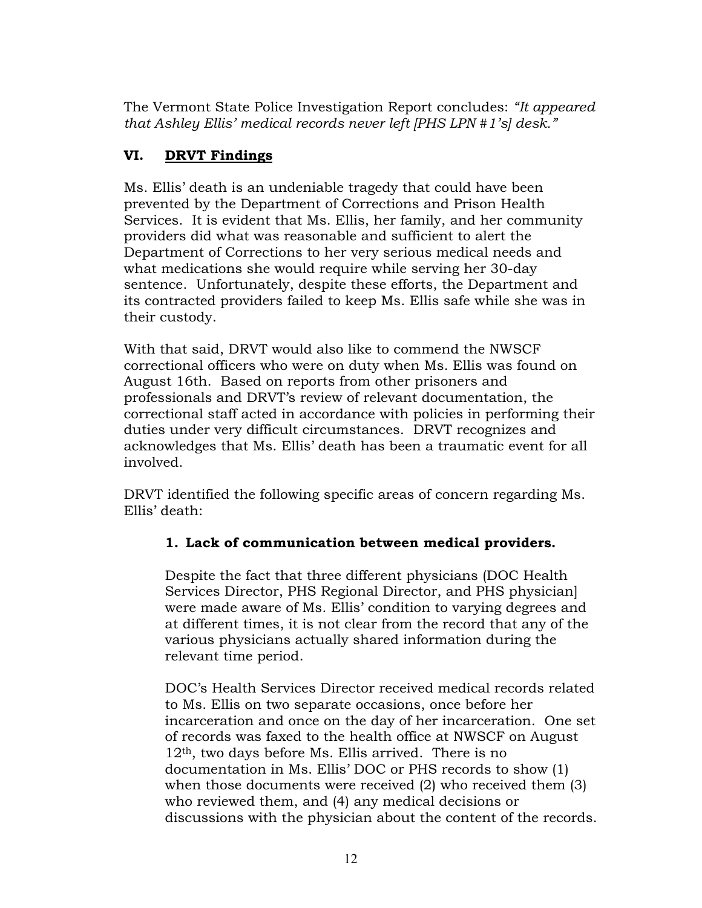The Vermont State Police Investigation Report concludes: *"It appeared that Ashley Ellis' medical records never left [PHS LPN #1's] desk."*

## VI. DRVT Findings

Ms. Ellis' death is an undeniable tragedy that could have been prevented by the Department of Corrections and Prison Health Services. It is evident that Ms. Ellis, her family, and her community providers did what was reasonable and sufficient to alert the Department of Corrections to her very serious medical needs and what medications she would require while serving her 30-day sentence. Unfortunately, despite these efforts, the Department and its contracted providers failed to keep Ms. Ellis safe while she was in their custody.

With that said, DRVT would also like to commend the NWSCF correctional officers who were on duty when Ms. Ellis was found on August 16th. Based on reports from other prisoners and professionals and DRVT's review of relevant documentation, the correctional staff acted in accordance with policies in performing their duties under very difficult circumstances. DRVT recognizes and acknowledges that Ms. Ellis' death has been a traumatic event for all involved.

DRVT identified the following specific areas of concern regarding Ms. Ellis' death:

### 1. Lack of communication between medical providers.

Despite the fact that three different physicians (DOC Health Services Director, PHS Regional Director, and PHS physician] were made aware of Ms. Ellis' condition to varying degrees and at different times, it is not clear from the record that any of the various physicians actually shared information during the relevant time period.

DOC's Health Services Director received medical records related to Ms. Ellis on two separate occasions, once before her incarceration and once on the day of her incarceration. One set of records was faxed to the health office at NWSCF on August 12th, two days before Ms. Ellis arrived. There is no documentation in Ms. Ellis' DOC or PHS records to show (1) when those documents were received (2) who received them (3) who reviewed them, and (4) any medical decisions or discussions with the physician about the content of the records.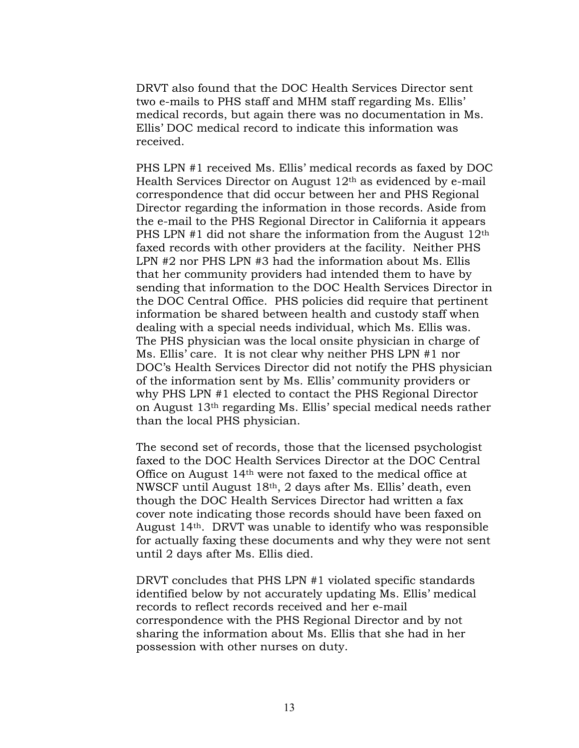DRVT also found that the DOC Health Services Director sent two e-mails to PHS staff and MHM staff regarding Ms. Ellis' medical records, but again there was no documentation in Ms. Ellis' DOC medical record to indicate this information was received.

PHS LPN #1 received Ms. Ellis' medical records as faxed by DOC Health Services Director on August 12th as evidenced by e-mail correspondence that did occur between her and PHS Regional Director regarding the information in those records. Aside from the e-mail to the PHS Regional Director in California it appears PHS LPN #1 did not share the information from the August 12th faxed records with other providers at the facility. Neither PHS LPN #2 nor PHS LPN #3 had the information about Ms. Ellis that her community providers had intended them to have by sending that information to the DOC Health Services Director in the DOC Central Office. PHS policies did require that pertinent information be shared between health and custody staff when dealing with a special needs individual, which Ms. Ellis was. The PHS physician was the local onsite physician in charge of Ms. Ellis' care. It is not clear why neither PHS LPN #1 nor DOC's Health Services Director did not notify the PHS physician of the information sent by Ms. Ellis' community providers or why PHS LPN #1 elected to contact the PHS Regional Director on August 13th regarding Ms. Ellis' special medical needs rather than the local PHS physician.

The second set of records, those that the licensed psychologist faxed to the DOC Health Services Director at the DOC Central Office on August 14th were not faxed to the medical office at NWSCF until August 18th, 2 days after Ms. Ellis' death, even though the DOC Health Services Director had written a fax cover note indicating those records should have been faxed on August 14th. DRVT was unable to identify who was responsible for actually faxing these documents and why they were not sent until 2 days after Ms. Ellis died.

DRVT concludes that PHS LPN #1 violated specific standards identified below by not accurately updating Ms. Ellis' medical records to reflect records received and her e-mail correspondence with the PHS Regional Director and by not sharing the information about Ms. Ellis that she had in her possession with other nurses on duty.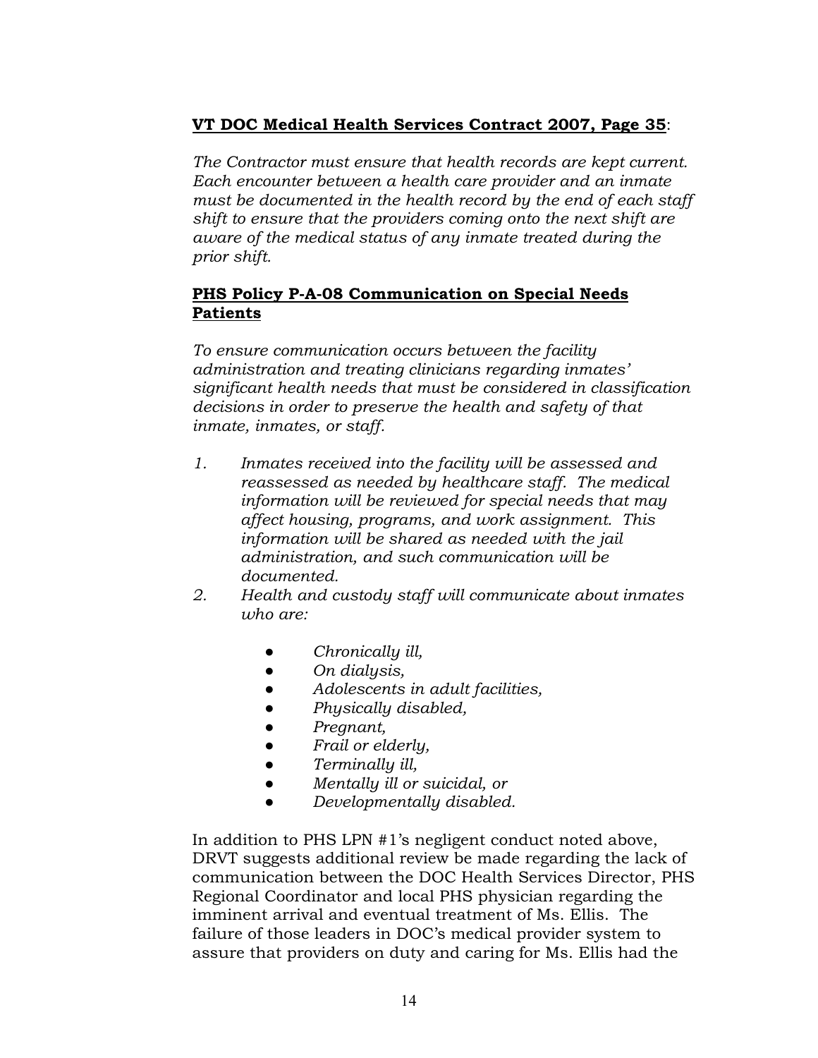**VT DOC Medical Health Services Contract 2007, Page 35**:

*The Contractor must ensure that health records are kept current. Each encounter between a health care provider and an inmate must be documented in the health record by the end of each staff shift to ensure that the providers coming onto the next shift are aware of the medical status of any inmate treated during the prior shift.*

**PHS Policy P-A-08 Communication on Special Needs Patients**

*To ensure communication occurs between the facility administration and treating clinicians regarding inmates' significant health needs that must be considered in classification decisions in order to preserve the health and safety of that inmate, inmates, or staff.*

1. *Inmates received into the facility will be assessed and reassessed as needed by healthcare staff. The medical information will be reviewed for special needs that may affect housing, programs, and work assignment. This information will be shared as needed with the jail administration, and such communication will be documented.*
2. *Health and custody staff will communicate about inmates who are:*
    - *Chronically ill,*
    - *On dialysis,*
    - *Adolescents in adult facilities,*
    - *Physically disabled,*
    - *Pregnant,*
    - *Frail or elderly,*
    - *Terminally ill,*
    - *Mentally ill or suicidal, or*
    - *Developmentally disabled.*

In addition to PHS LPN #1's negligent conduct noted above, DRVT suggests additional review be made regarding the lack of communication between the DOC Health Services Director, PHS Regional Coordinator and local PHS physician regarding the imminent arrival and eventual treatment of Ms. Ellis. The failure of those leaders in DOC's medical provider system to assure that providers on duty and caring for Ms. Ellis had the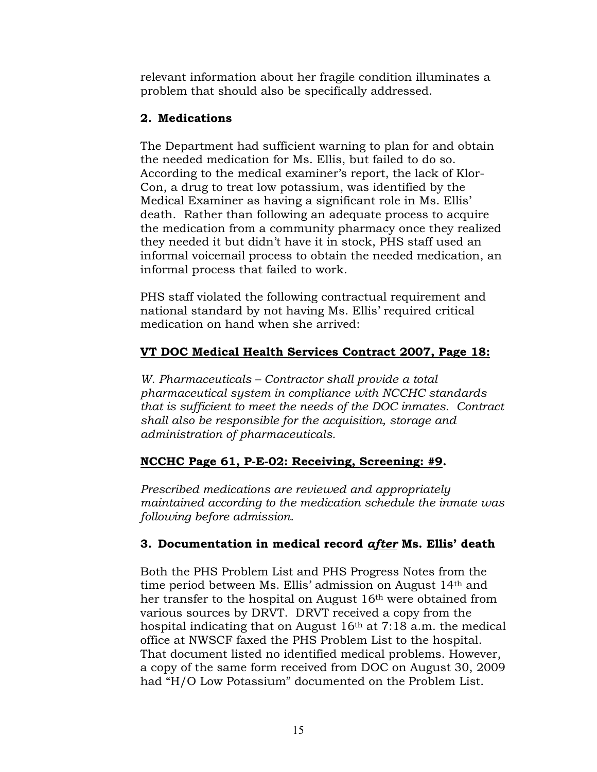relevant information about her fragile condition illuminates a problem that should also be specifically addressed.

### 2. Medications

The Department had sufficient warning to plan for and obtain the needed medication for Ms. Ellis, but failed to do so. According to the medical examiner's report, the lack of Klor-Con, a drug to treat low potassium, was identified by the Medical Examiner as having a significant role in Ms. Ellis' death. Rather than following an adequate process to acquire the medication from a community pharmacy once they realized they needed it but didn't have it in stock, PHS staff used an informal voicemail process to obtain the needed medication, an informal process that failed to work.

PHS staff violated the following contractual requirement and national standard by not having Ms. Ellis' required critical medication on hand when she arrived:

**VT DOC Medical Health Services Contract 2007, Page 18:**

*W. Pharmaceuticals – Contractor shall provide a total pharmaceutical system in compliance with NCCHC standards that is sufficient to meet the needs of the DOC inmates. Contract shall also be responsible for the acquisition, storage and administration of pharmaceuticals.*

**NCCHC Page 61, P-E-02: Receiving, Screening: #9.**

*Prescribed medications are reviewed and appropriately maintained according to the medication schedule the inmate was following before admission.*

### 3. Documentation in medical record *after* Ms. Ellis' death

Both the PHS Problem List and PHS Progress Notes from the time period between Ms. Ellis' admission on August 14th and her transfer to the hospital on August 16th were obtained from various sources by DRVT. DRVT received a copy from the hospital indicating that on August 16th at 7:18 a.m. the medical office at NWSCF faxed the PHS Problem List to the hospital. That document listed no identified medical problems. However, a copy of the same form received from DOC on August 30, 2009 had "H/O Low Potassium" documented on the Problem List.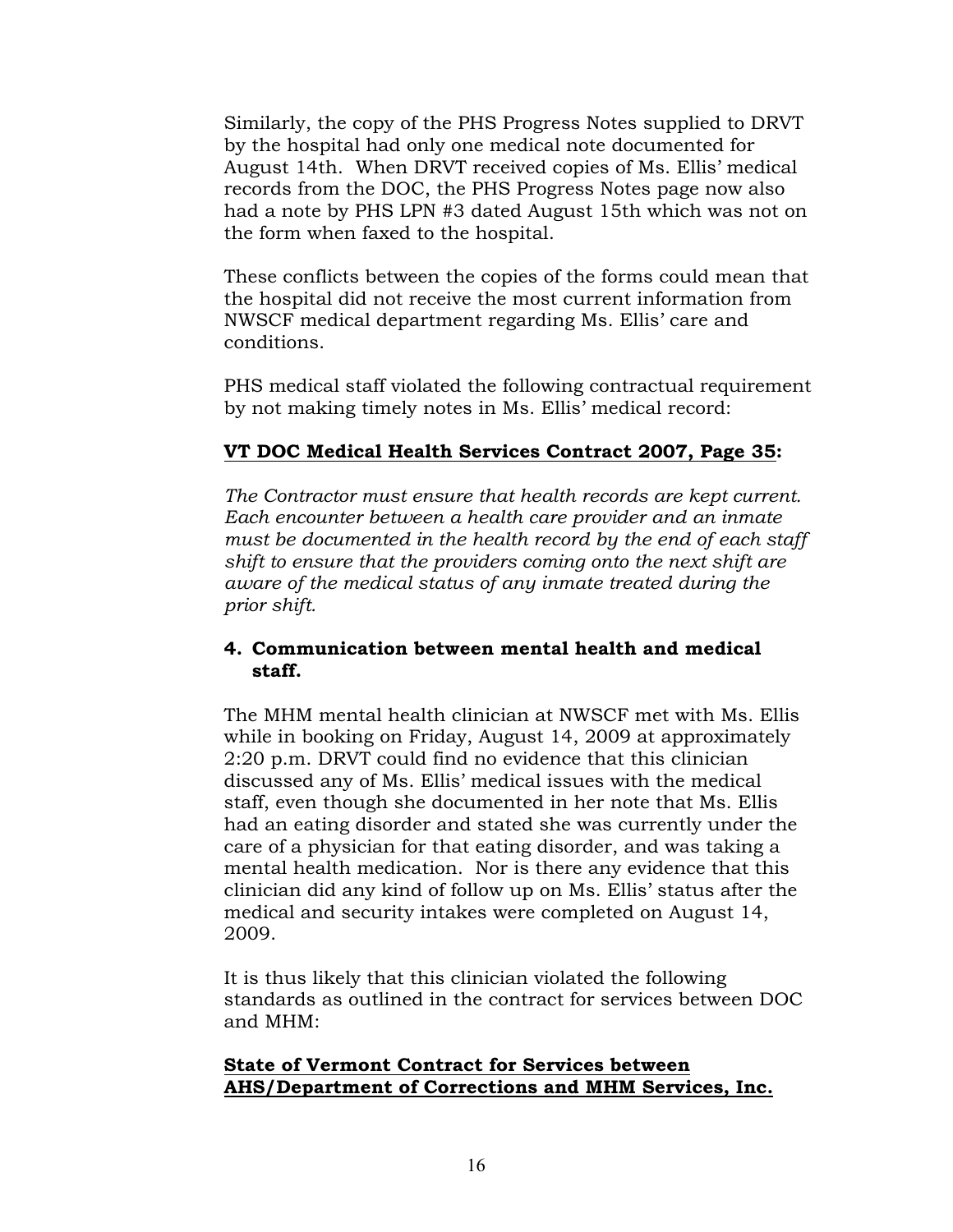Similarly, the copy of the PHS Progress Notes supplied to DRVT by the hospital had only one medical note documented for August 14th. When DRVT received copies of Ms. Ellis' medical records from the DOC, the PHS Progress Notes page now also had a note by PHS LPN #3 dated August 15th which was not on the form when faxed to the hospital.

These conflicts between the copies of the forms could mean that the hospital did not receive the most current information from NWSCF medical department regarding Ms. Ellis' care and conditions.

PHS medical staff violated the following contractual requirement by not making timely notes in Ms. Ellis' medical record:

**<u>VT DOC Medical Health Services Contract 2007, Page 35</u>:**

*The Contractor must ensure that health records are kept current. Each encounter between a health care provider and an inmate must be documented in the health record by the end of each staff shift to ensure that the providers coming onto the next shift are aware of the medical status of any inmate treated during the prior shift.*

**4. Communication between mental health and medical staff.**

The MHM mental health clinician at NWSCF met with Ms. Ellis while in booking on Friday, August 14, 2009 at approximately 2:20 p.m. DRVT could find no evidence that this clinician discussed any of Ms. Ellis' medical issues with the medical staff, even though she documented in her note that Ms. Ellis had an eating disorder and stated she was currently under the care of a physician for that eating disorder, and was taking a mental health medication. Nor is there any evidence that this clinician did any kind of follow up on Ms. Ellis' status after the medical and security intakes were completed on August 14, 2009.

It is thus likely that this clinician violated the following standards as outlined in the contract for services between DOC and MHM:

**<u>State of Vermont Contract for Services between AHS/Department of Corrections and MHM Services, Inc.</u>**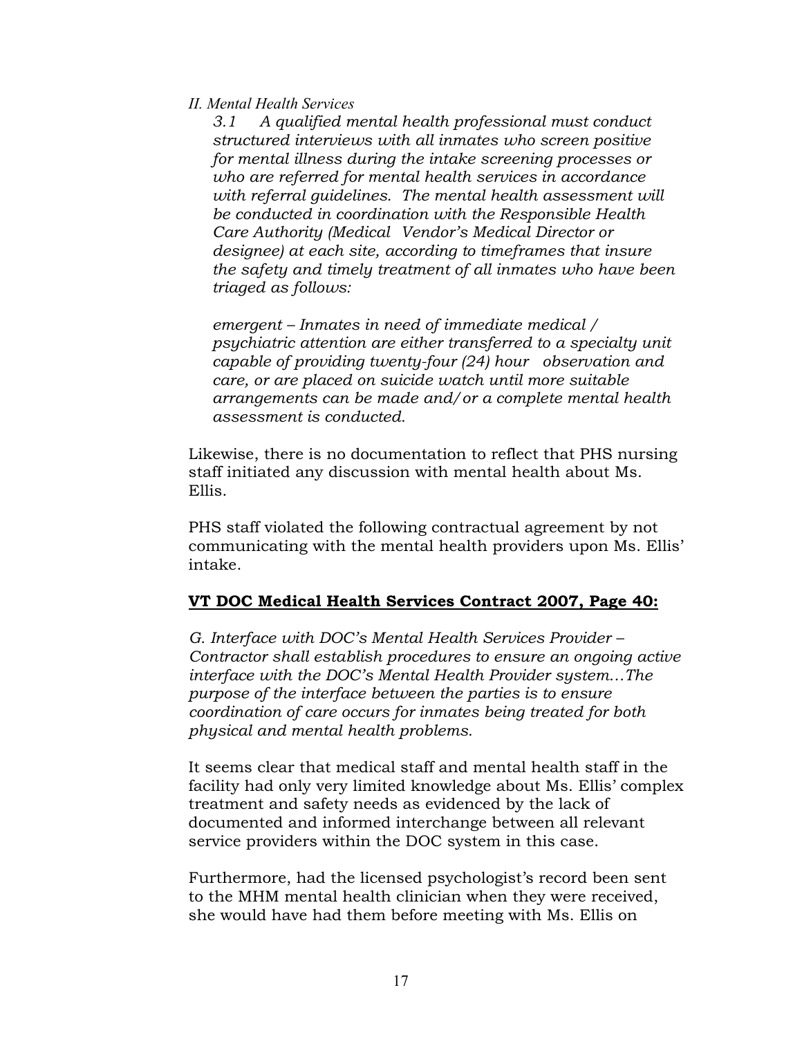*II. Mental Health Services*

> *3.1 A qualified mental health professional must conduct structured interviews with all inmates who screen positive for mental illness during the intake screening processes or who are referred for mental health services in accordance with referral guidelines. The mental health assessment will be conducted in coordination with the Responsible Health Care Authority (Medical Vendor's Medical Director or designee) at each site, according to timeframes that insure the safety and timely treatment of all inmates who have been triaged as follows:*
>
> *emergent – Inmates in need of immediate medical / psychiatric attention are either transferred to a specialty unit capable of providing twenty-four (24) hour observation and care, or are placed on suicide watch until more suitable arrangements can be made and/or a complete mental health assessment is conducted.*

Likewise, there is no documentation to reflect that PHS nursing staff initiated any discussion with mental health about Ms. Ellis.

PHS staff violated the following contractual agreement by not communicating with the mental health providers upon Ms. Ellis' intake.

**VT DOC Medical Health Services Contract 2007, Page 40:**

*G. Interface with DOC's Mental Health Services Provider – Contractor shall establish procedures to ensure an ongoing active interface with the DOC's Mental Health Provider system…The purpose of the interface between the parties is to ensure coordination of care occurs for inmates being treated for both physical and mental health problems.*

It seems clear that medical staff and mental health staff in the facility had only very limited knowledge about Ms. Ellis' complex treatment and safety needs as evidenced by the lack of documented and informed interchange between all relevant service providers within the DOC system in this case.

Furthermore, had the licensed psychologist's record been sent to the MHM mental health clinician when they were received, she would have had them before meeting with Ms. Ellis on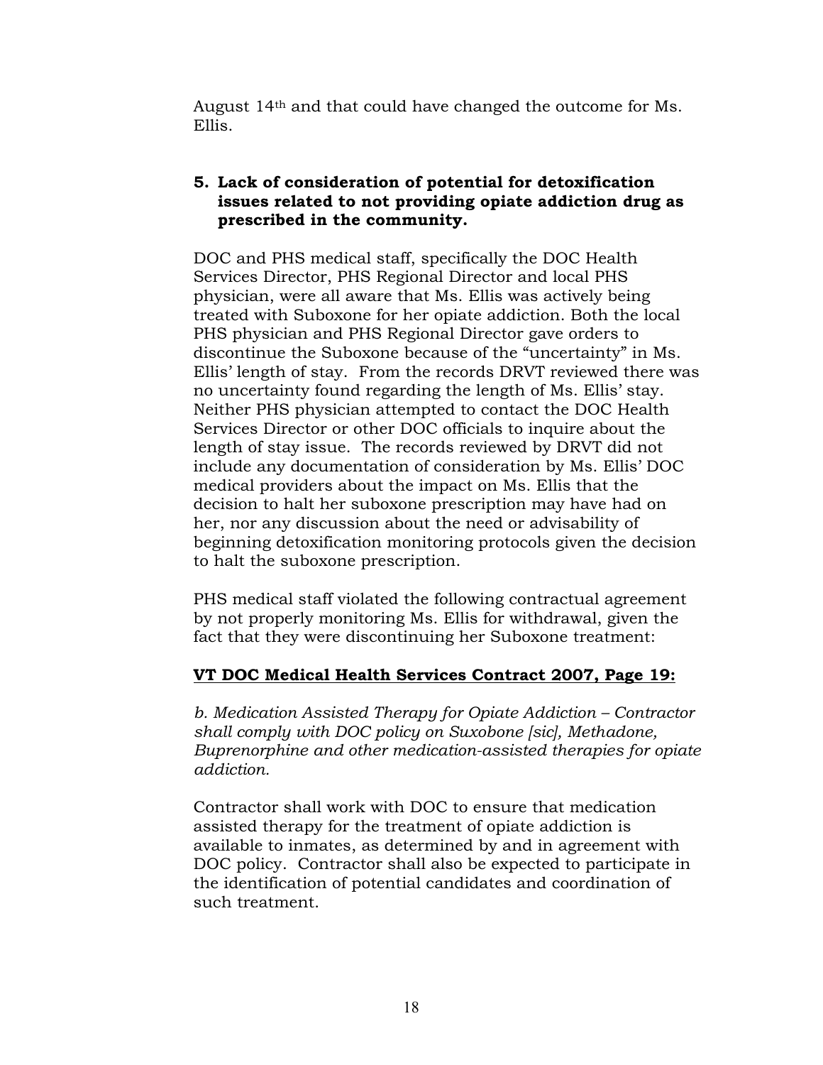August 14th and that could have changed the outcome for Ms. Ellis.

### 5. Lack of consideration of potential for detoxification issues related to not providing opiate addiction drug as prescribed in the community.

DOC and PHS medical staff, specifically the DOC Health Services Director, PHS Regional Director and local PHS physician, were all aware that Ms. Ellis was actively being treated with Suboxone for her opiate addiction. Both the local PHS physician and PHS Regional Director gave orders to discontinue the Suboxone because of the "uncertainty" in Ms. Ellis' length of stay. From the records DRVT reviewed there was no uncertainty found regarding the length of Ms. Ellis' stay. Neither PHS physician attempted to contact the DOC Health Services Director or other DOC officials to inquire about the length of stay issue. The records reviewed by DRVT did not include any documentation of consideration by Ms. Ellis' DOC medical providers about the impact on Ms. Ellis that the decision to halt her suboxone prescription may have had on her, nor any discussion about the need or advisability of beginning detoxification monitoring protocols given the decision to halt the suboxone prescription.

PHS medical staff violated the following contractual agreement by not properly monitoring Ms. Ellis for withdrawal, given the fact that they were discontinuing her Suboxone treatment:

**<u>VT DOC Medical Health Services Contract 2007, Page 19:</u>**

*b. Medication Assisted Therapy for Opiate Addiction – Contractor shall comply with DOC policy on Suxobone [sic], Methadone, Buprenorphine and other medication-assisted therapies for opiate addiction.*

Contractor shall work with DOC to ensure that medication assisted therapy for the treatment of opiate addiction is available to inmates, as determined by and in agreement with DOC policy. Contractor shall also be expected to participate in the identification of potential candidates and coordination of such treatment.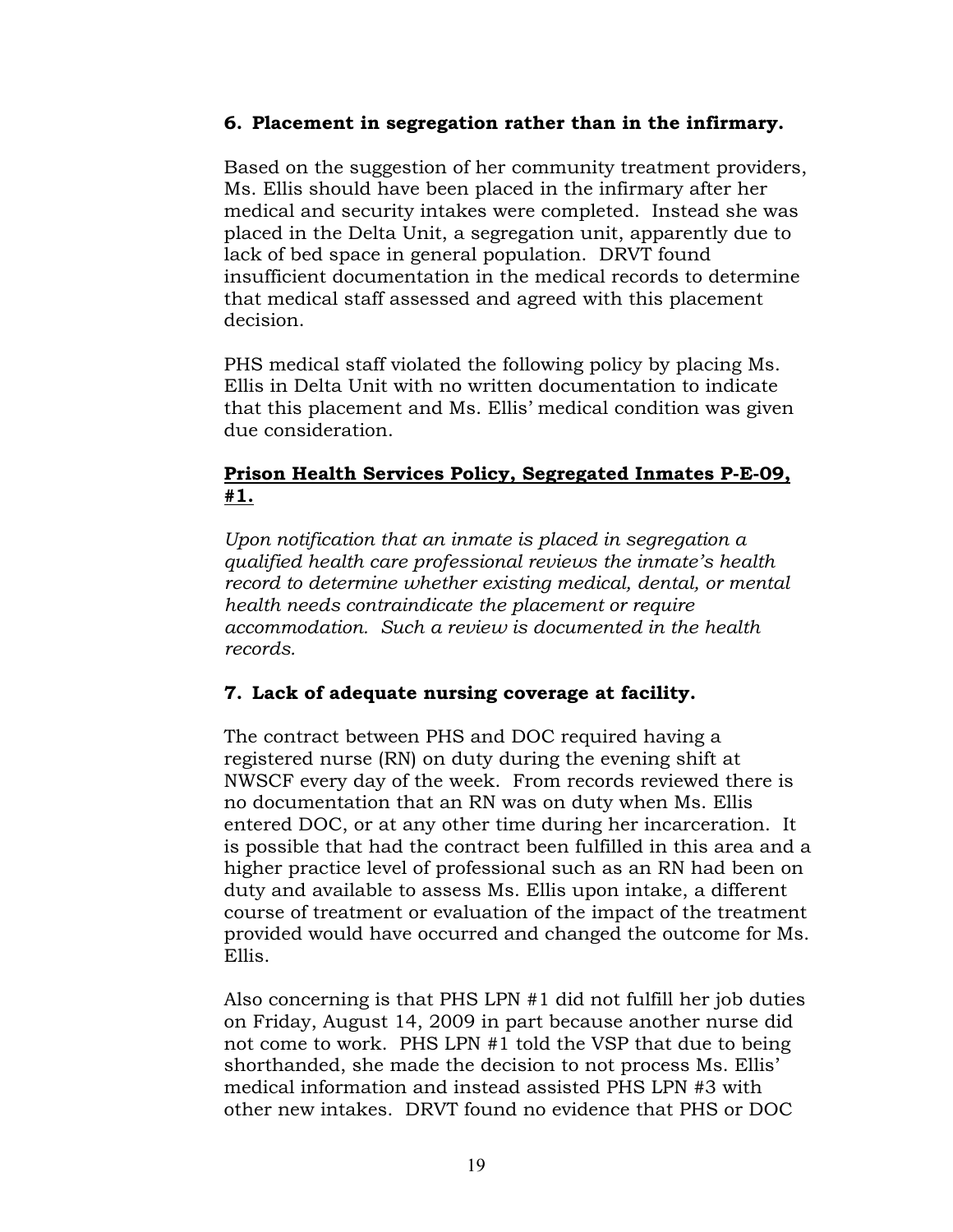### 6. Placement in segregation rather than in the infirmary.

Based on the suggestion of her community treatment providers, Ms. Ellis should have been placed in the infirmary after her medical and security intakes were completed. Instead she was placed in the Delta Unit, a segregation unit, apparently due to lack of bed space in general population. DRVT found insufficient documentation in the medical records to determine that medical staff assessed and agreed with this placement decision.

PHS medical staff violated the following policy by placing Ms. Ellis in Delta Unit with no written documentation to indicate that this placement and Ms. Ellis' medical condition was given due consideration.

**Prison Health Services Policy, Segregated Inmates P-E-09, #1.**

*Upon notification that an inmate is placed in segregation a qualified health care professional reviews the inmate's health record to determine whether existing medical, dental, or mental health needs contraindicate the placement or require accommodation. Such a review is documented in the health records.*

### 7. Lack of adequate nursing coverage at facility.

The contract between PHS and DOC required having a registered nurse (RN) on duty during the evening shift at NWSCF every day of the week. From records reviewed there is no documentation that an RN was on duty when Ms. Ellis entered DOC, or at any other time during her incarceration. It is possible that had the contract been fulfilled in this area and a higher practice level of professional such as an RN had been on duty and available to assess Ms. Ellis upon intake, a different course of treatment or evaluation of the impact of the treatment provided would have occurred and changed the outcome for Ms. Ellis.

Also concerning is that PHS LPN #1 did not fulfill her job duties on Friday, August 14, 2009 in part because another nurse did not come to work. PHS LPN #1 told the VSP that due to being shorthanded, she made the decision to not process Ms. Ellis' medical information and instead assisted PHS LPN #3 with other new intakes. DRVT found no evidence that PHS or DOC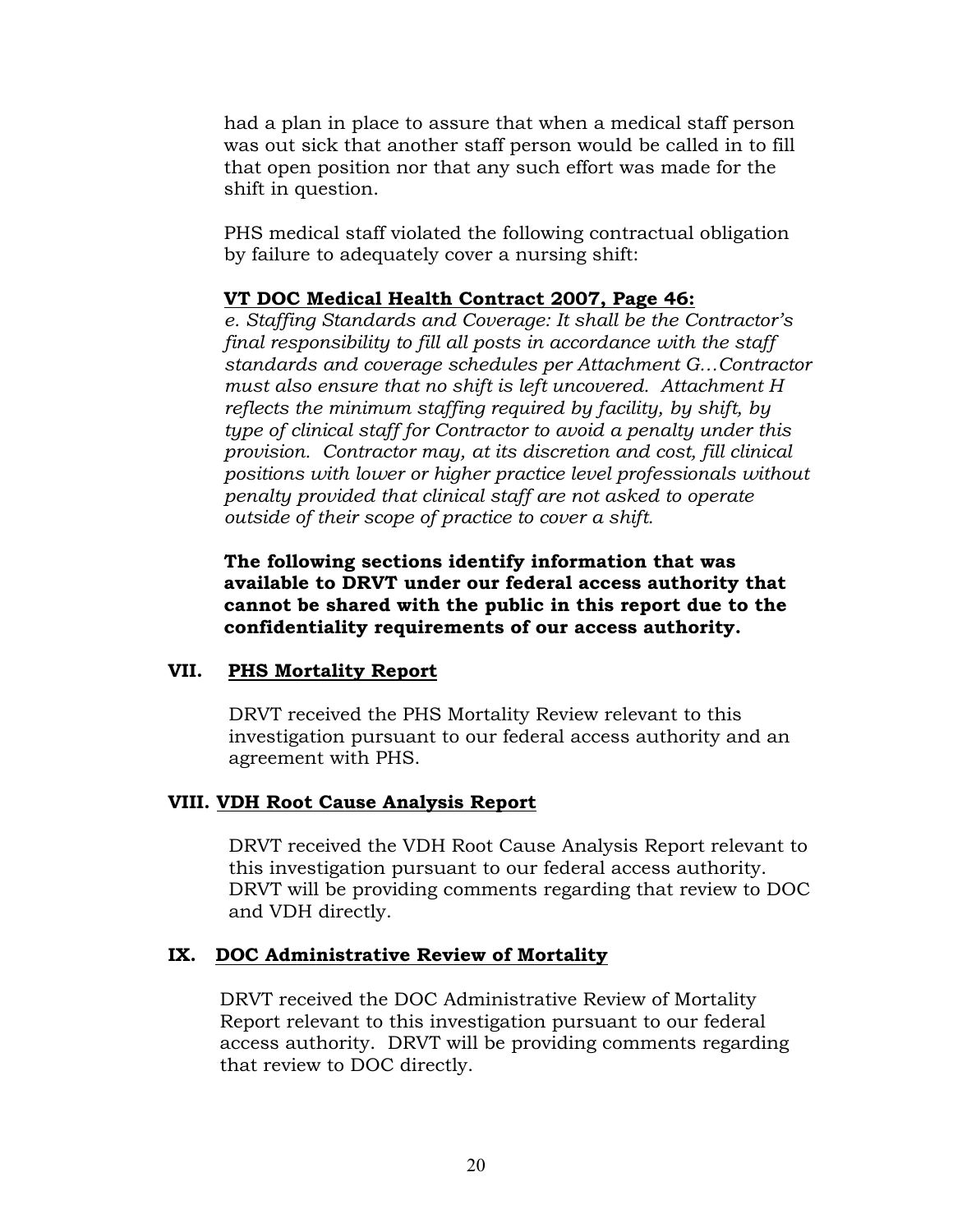had a plan in place to assure that when a medical staff person was out sick that another staff person would be called in to fill that open position nor that any such effort was made for the shift in question.

PHS medical staff violated the following contractual obligation by failure to adequately cover a nursing shift:

**VT DOC Medical Health Contract 2007, Page 46:**

*e. Staffing Standards and Coverage: It shall be the Contractor's final responsibility to fill all posts in accordance with the staff standards and coverage schedules per Attachment G…Contractor must also ensure that no shift is left uncovered. Attachment H reflects the minimum staffing required by facility, by shift, by type of clinical staff for Contractor to avoid a penalty under this provision. Contractor may, at its discretion and cost, fill clinical positions with lower or higher practice level professionals without penalty provided that clinical staff are not asked to operate outside of their scope of practice to cover a shift.*

**The following sections identify information that was available to DRVT under our federal access authority that cannot be shared with the public in this report due to the confidentiality requirements of our access authority.**

## VII. PHS Mortality Report

DRVT received the PHS Mortality Review relevant to this investigation pursuant to our federal access authority and an agreement with PHS.

## VIII. VDH Root Cause Analysis Report

DRVT received the VDH Root Cause Analysis Report relevant to this investigation pursuant to our federal access authority. DRVT will be providing comments regarding that review to DOC and VDH directly.

## IX. DOC Administrative Review of Mortality

DRVT received the DOC Administrative Review of Mortality Report relevant to this investigation pursuant to our federal access authority. DRVT will be providing comments regarding that review to DOC directly.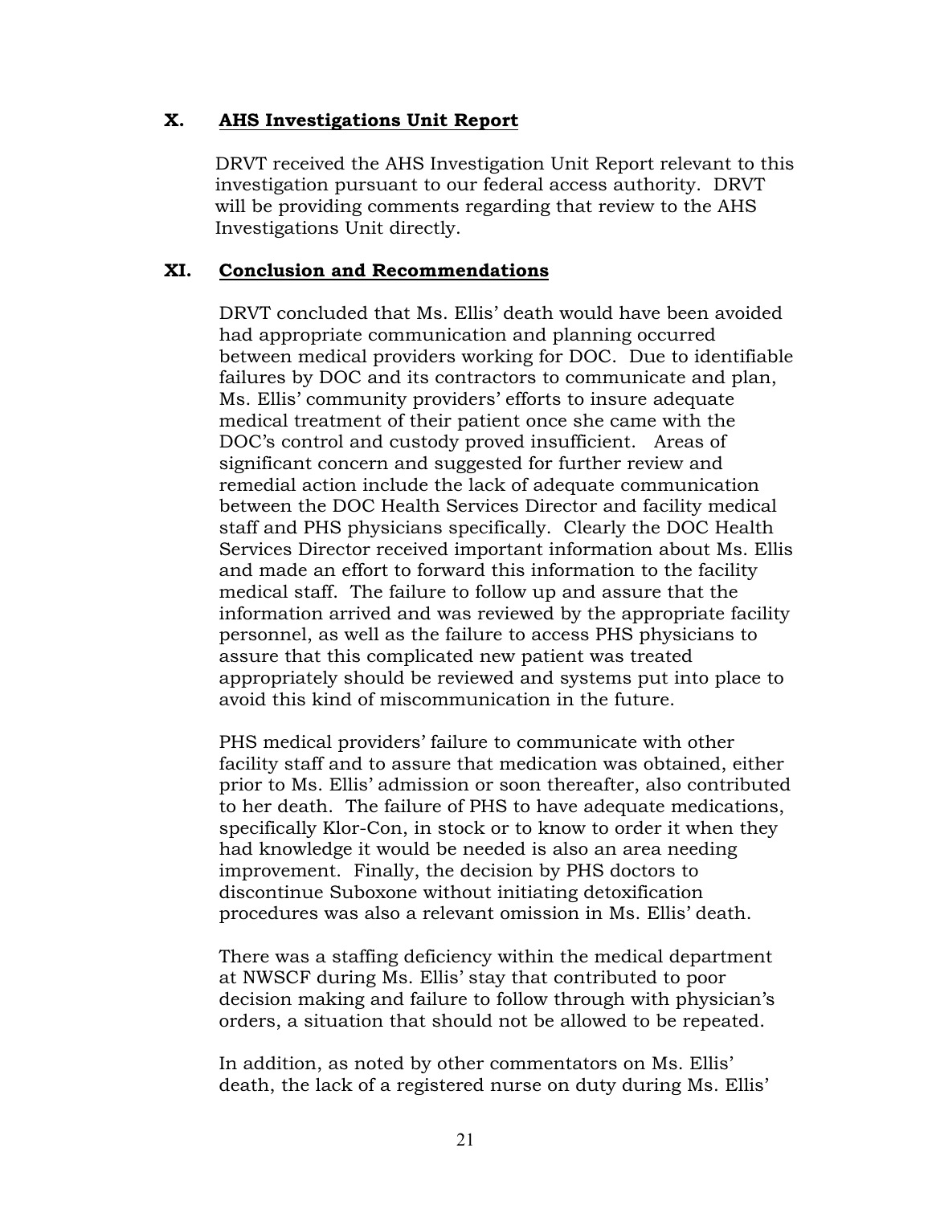## X. AHS Investigations Unit Report

DRVT received the AHS Investigation Unit Report relevant to this investigation pursuant to our federal access authority. DRVT will be providing comments regarding that review to the AHS Investigations Unit directly.

## XI. Conclusion and Recommendations

DRVT concluded that Ms. Ellis' death would have been avoided had appropriate communication and planning occurred between medical providers working for DOC. Due to identifiable failures by DOC and its contractors to communicate and plan, Ms. Ellis' community providers' efforts to insure adequate medical treatment of their patient once she came with the DOC's control and custody proved insufficient. Areas of significant concern and suggested for further review and remedial action include the lack of adequate communication between the DOC Health Services Director and facility medical staff and PHS physicians specifically. Clearly the DOC Health Services Director received important information about Ms. Ellis and made an effort to forward this information to the facility medical staff. The failure to follow up and assure that the information arrived and was reviewed by the appropriate facility personnel, as well as the failure to access PHS physicians to assure that this complicated new patient was treated appropriately should be reviewed and systems put into place to avoid this kind of miscommunication in the future.

PHS medical providers' failure to communicate with other facility staff and to assure that medication was obtained, either prior to Ms. Ellis' admission or soon thereafter, also contributed to her death. The failure of PHS to have adequate medications, specifically Klor-Con, in stock or to know to order it when they had knowledge it would be needed is also an area needing improvement. Finally, the decision by PHS doctors to discontinue Suboxone without initiating detoxification procedures was also a relevant omission in Ms. Ellis' death.

There was a staffing deficiency within the medical department at NWSCF during Ms. Ellis' stay that contributed to poor decision making and failure to follow through with physician's orders, a situation that should not be allowed to be repeated.

In addition, as noted by other commentators on Ms. Ellis' death, the lack of a registered nurse on duty during Ms. Ellis'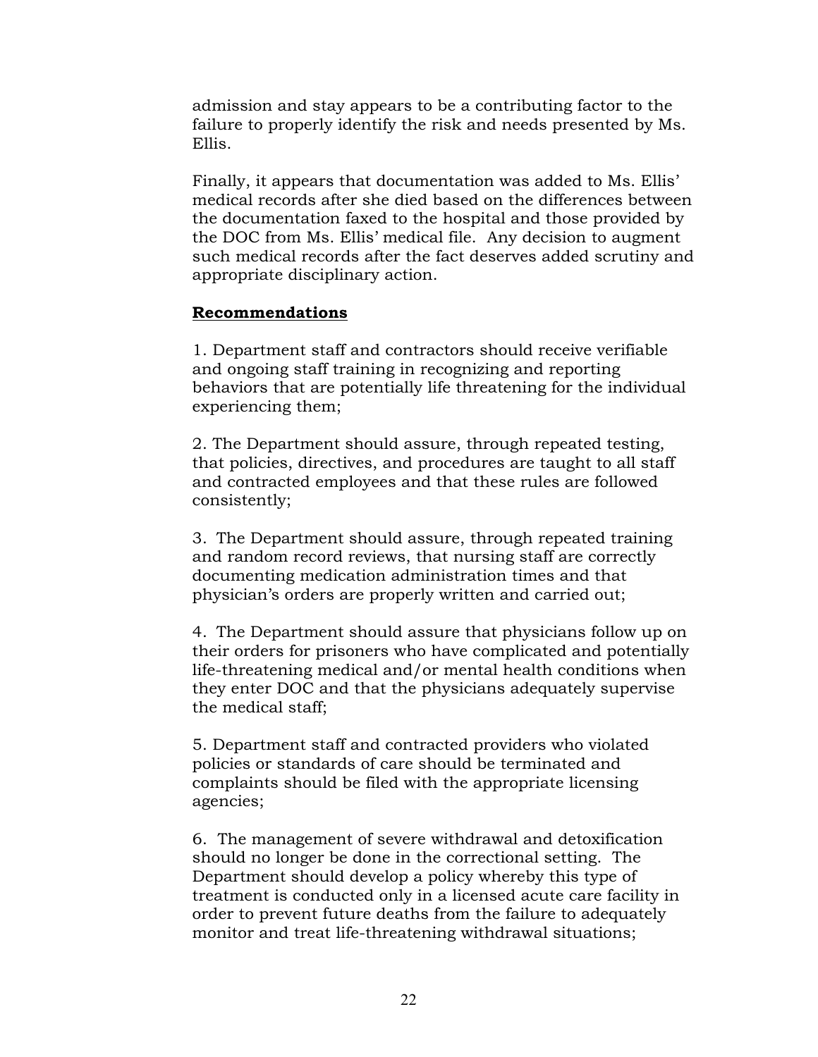admission and stay appears to be a contributing factor to the failure to properly identify the risk and needs presented by Ms. Ellis.

Finally, it appears that documentation was added to Ms. Ellis' medical records after she died based on the differences between the documentation faxed to the hospital and those provided by the DOC from Ms. Ellis' medical file. Any decision to augment such medical records after the fact deserves added scrutiny and appropriate disciplinary action.

**Recommendations**

1. Department staff and contractors should receive verifiable and ongoing staff training in recognizing and reporting behaviors that are potentially life threatening for the individual experiencing them;

2. The Department should assure, through repeated testing, that policies, directives, and procedures are taught to all staff and contracted employees and that these rules are followed consistently;

3. The Department should assure, through repeated training and random record reviews, that nursing staff are correctly documenting medication administration times and that physician's orders are properly written and carried out;

4. The Department should assure that physicians follow up on their orders for prisoners who have complicated and potentially life-threatening medical and/or mental health conditions when they enter DOC and that the physicians adequately supervise the medical staff;

5. Department staff and contracted providers who violated policies or standards of care should be terminated and complaints should be filed with the appropriate licensing agencies;

6. The management of severe withdrawal and detoxification should no longer be done in the correctional setting. The Department should develop a policy whereby this type of treatment is conducted only in a licensed acute care facility in order to prevent future deaths from the failure to adequately monitor and treat life-threatening withdrawal situations;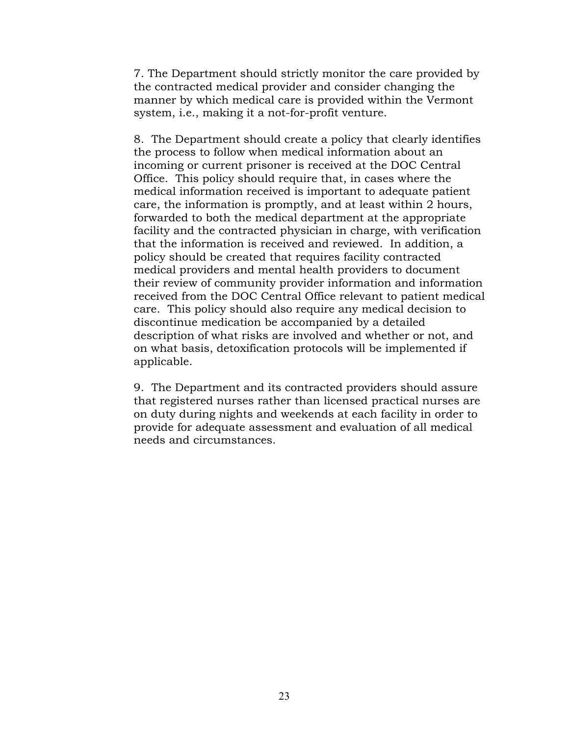7. The Department should strictly monitor the care provided by the contracted medical provider and consider changing the manner by which medical care is provided within the Vermont system, i.e., making it a not-for-profit venture.

8. The Department should create a policy that clearly identifies the process to follow when medical information about an incoming or current prisoner is received at the DOC Central Office. This policy should require that, in cases where the medical information received is important to adequate patient care, the information is promptly, and at least within 2 hours, forwarded to both the medical department at the appropriate facility and the contracted physician in charge, with verification that the information is received and reviewed. In addition, a policy should be created that requires facility contracted medical providers and mental health providers to document their review of community provider information and information received from the DOC Central Office relevant to patient medical care. This policy should also require any medical decision to discontinue medication be accompanied by a detailed description of what risks are involved and whether or not, and on what basis, detoxification protocols will be implemented if applicable.

9. The Department and its contracted providers should assure that registered nurses rather than licensed practical nurses are on duty during nights and weekends at each facility in order to provide for adequate assessment and evaluation of all medical needs and circumstances.